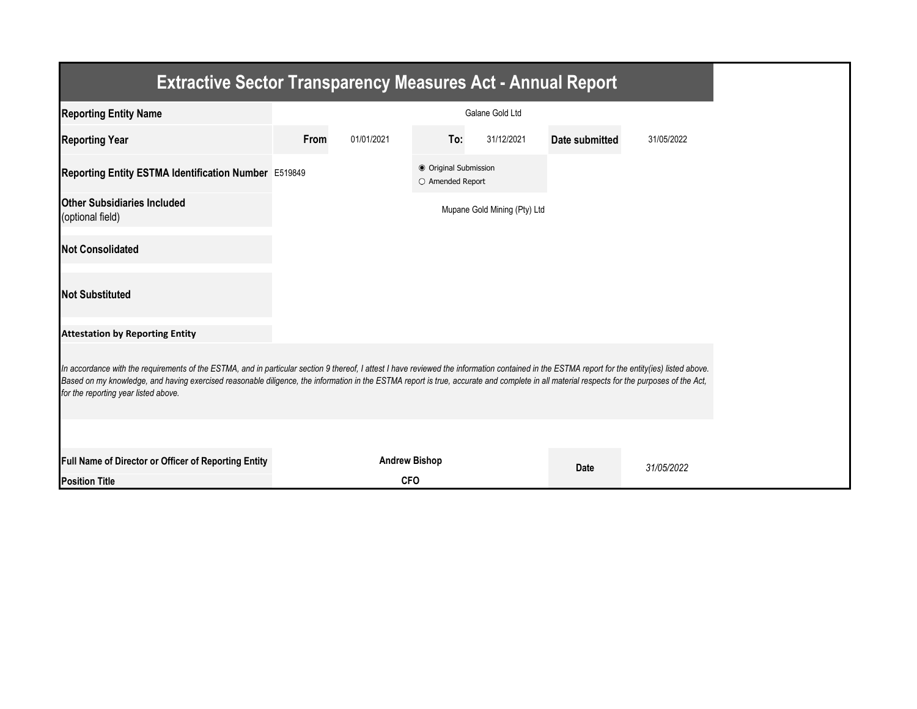# Extractive Sector Transparency Measures Act - Annual Report

| | | | | | | |
|---|---|---|---|---|---|---|
| **Reporting Entity Name** | | | Galane Gold Ltd | | | |
| **Reporting Year** | **From** | 01/01/2021 | **To:** | 31/12/2021 | **Date submitted** | 31/05/2022 |
| **Reporting Entity ESTMA Identification Number** | E519849 | | ◉ Original Submission<br>○ Amended Report | | | |
| **Other Subsidiaries Included** (optional field) | | | Mupane Gold Mining (Pty) Ltd | | | |
| **Not Consolidated** | | | | | | |
| **Not Substituted** | | | | | | |

**Attestation by Reporting Entity**

*In accordance with the requirements of the ESTMA, and in particular section 9 thereof, I attest I have reviewed the information contained in the ESTMA report for the entity(ies) listed above. Based on my knowledge, and having exercised reasonable diligence, the information in the ESTMA report is true, accurate and complete in all material respects for the purposes of the Act, for the reporting year listed above.*

| | | | |
|---|---|---|---|
| **Full Name of Director or Officer of Reporting Entity** | **Andrew Bishop** | **Date** | *31/05/2022* |
| **Position Title** | **CFO** | | |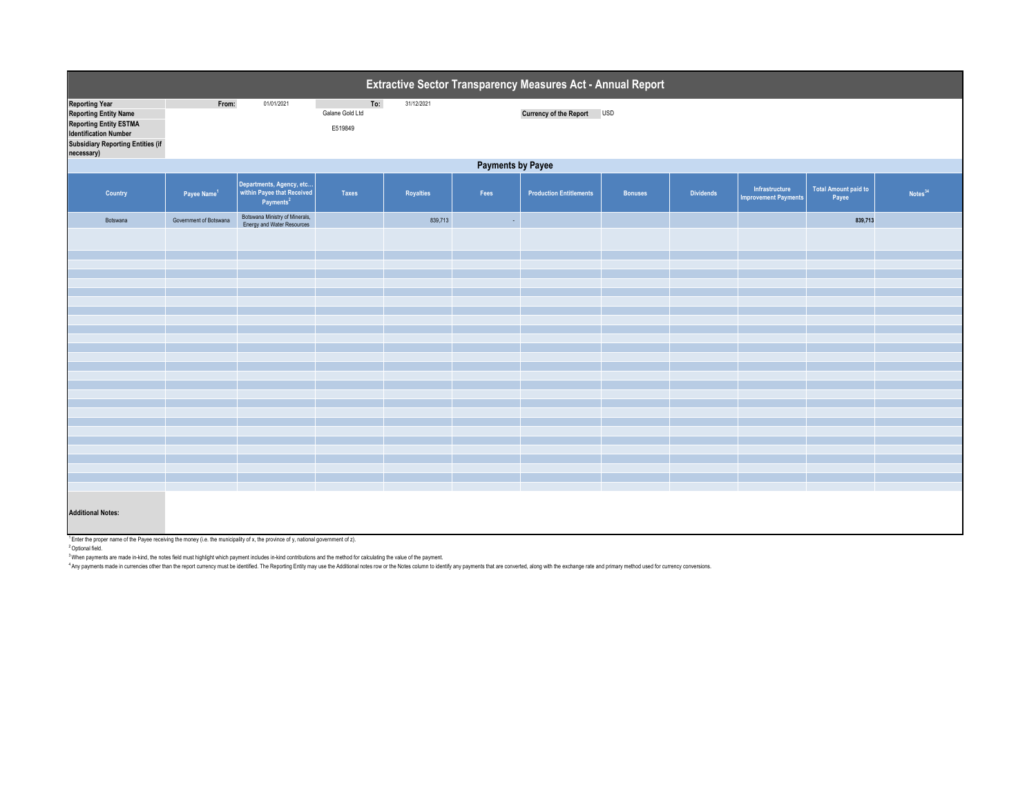# Extractive Sector Transparency Measures Act - Annual Report

| | | | | |
|---|---|---|---|---|
| **Reporting Year** | From: | 01/01/2021 | To: | 31/12/2021 |
| **Reporting Entity Name** | Galane Gold Ltd | | **Currency of the Report** | USD |
| **Reporting Entity ESTMA Identification Number** | E519849 | | | |
| **Subsidiary Reporting Entities (if necessary)** | | | | |

## Payments by Payee

| Country | Payee Name[1] | Departments, Agency, etc... within Payee that Received Payments[2] | Taxes | Royalties | Fees | Production Entitlements | Bonuses | Dividends | Infrastructure Improvement Payments | Total Amount paid to Payee | Notes[34] |
|---|---|---|---|---|---|---|---|---|---|---|---|
| Botswana | Government of Botswana | Botswana Ministry of Minerals, Energy and Water Resources | | 839,713 | - | | | | | **839,713** | |

**Additional Notes:**

[1] Enter the proper name of the Payee receiving the money (i.e. the municipality of x, the province of y, national government of z).

[2] Optional field.

[3] When payments are made in-kind, the notes field must highlight which payment includes in-kind contributions and the method for calculating the value of the payment.

[4] Any payments made in currencies other than the report currency must be identified. The Reporting Entity may use the Additional notes row or the Notes column to identify any payments that are converted, along with the exchange rate and primary method used for currency conversions.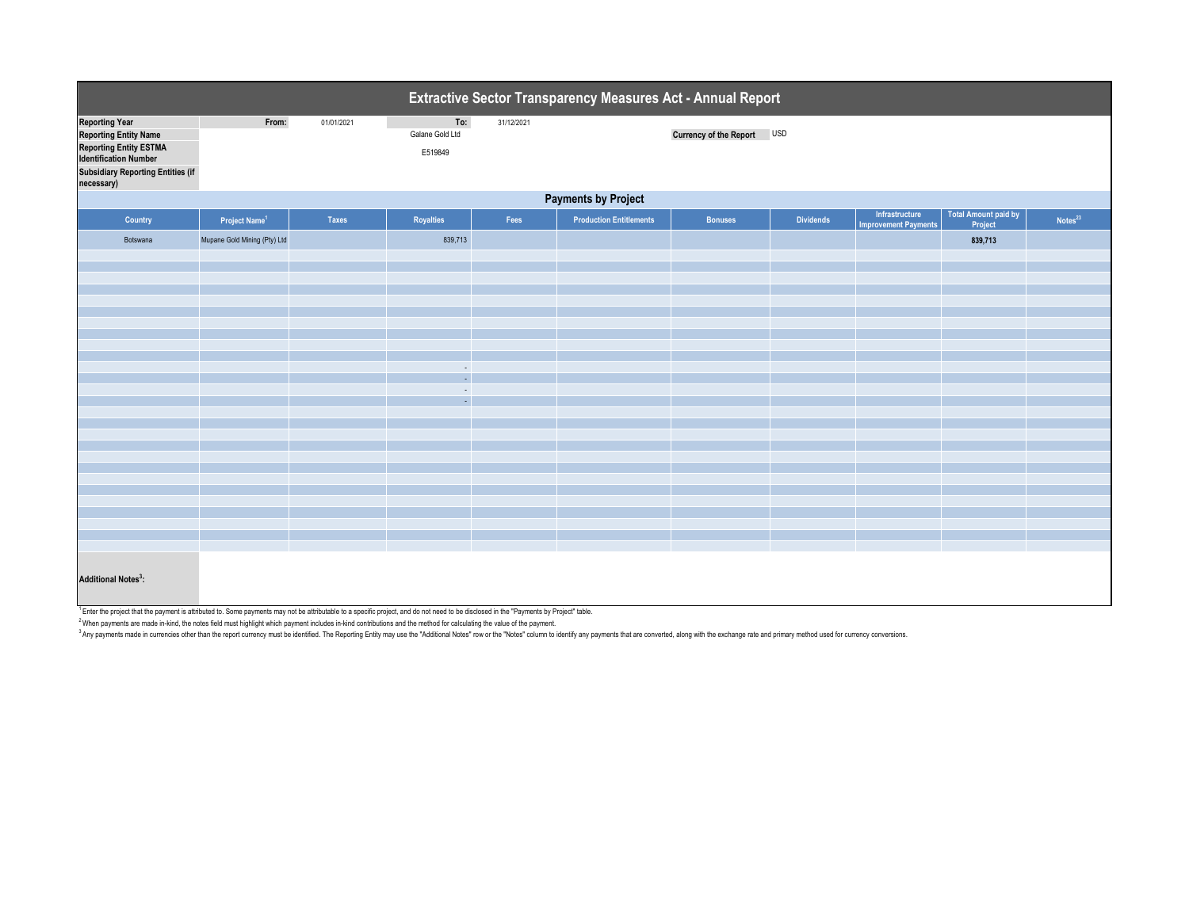# Extractive Sector Transparency Measures Act - Annual Report

| | | | | |
|---|---|---|---|---|
| **Reporting Year** | **From:** 01/01/2021 | **To:** 31/12/2021 | | |
| **Reporting Entity Name** | Galane Gold Ltd | | **Currency of the Report** | USD |
| **Reporting Entity ESTMA Identification Number** | E519849 | | | |
| **Subsidiary Reporting Entities (if necessary)** | | | | |

## Payments by Project

| Country | Project Name[1] | Taxes | Royalties | Fees | Production Entitlements | Bonuses | Dividends | Infrastructure Improvement Payments | Total Amount paid by Project | Notes[23] |
|---|---|---|---|---|---|---|---|---|---|---|
| Botswana | Mupane Gold Mining (Pty) Ltd | | 839,713 | | | | | | **839,713** | |
| | | | - | | | | | | | |
| | | | - | | | | | | | |
| | | | - | | | | | | | |
| | | | - | | | | | | | |

**Additional Notes[3]:**

[1] Enter the project that the payment is attributed to. Some payments may not be attributable to a specific project, and do not need to be disclosed in the "Payments by Project" table.

[2] When payments are made in-kind, the notes field must highlight which payment includes in-kind contributions and the method for calculating the value of the payment.

[3] Any payments made in currencies other than the report currency must be identified. The Reporting Entity may use the "Additional Notes" row or the "Notes" column to identify any payments that are converted, along with the exchange rate and primary method used for currency conversions.